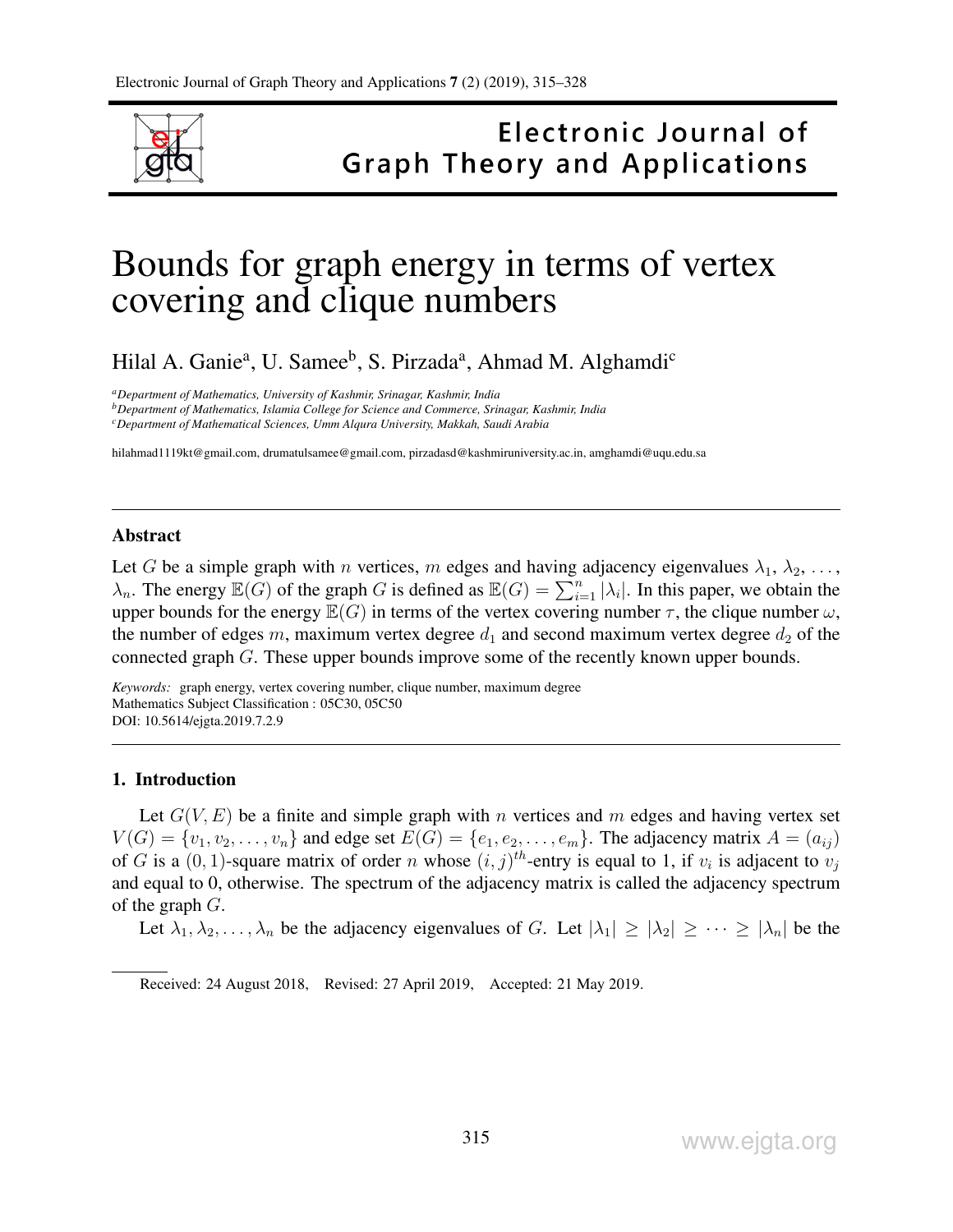# Bounds for graph energy in terms of vertex covering and clique numbers

Hilal A. Ganie[a], U. Samee[b], S. Pirzada[a], Ahmad M. Alghamdi[c]

[a]*Department of Mathematics, University of Kashmir, Srinagar, Kashmir, India*
[b]*Department of Mathematics, Islamia College for Science and Commerce, Srinagar, Kashmir, India*
[c]*Department of Mathematical Sciences, Umm Alqura University, Makkah, Saudi Arabia*

hilahmad1119kt@gmail.com, drumatulsamee@gmail.com, pirzadasd@kashmiruniversity.ac.in, amghamdi@uqu.edu.sa

---

### Abstract

Let $G$ be a simple graph with $n$ vertices, $m$ edges and having adjacency eigenvalues $\lambda_1, \lambda_2, \ldots, \lambda_n$. The energy $\mathbb{E}(G)$ of the graph $G$ is defined as $\mathbb{E}(G) = \sum_{i=1}^{n} |\lambda_i|$. In this paper, we obtain the upper bounds for the energy $\mathbb{E}(G)$ in terms of the vertex covering number $\tau$, the clique number $\omega$, the number of edges $m$, maximum vertex degree $d_1$ and second maximum vertex degree $d_2$ of the connected graph $G$. These upper bounds improve some of the recently known upper bounds.

*Keywords:* graph energy, vertex covering number, clique number, maximum degree
Mathematics Subject Classification : 05C30, 05C50
DOI: 10.5614/ejgta.2019.7.2.9

---

## 1. Introduction

Let $G(V, E)$ be a finite and simple graph with $n$ vertices and $m$ edges and having vertex set $V(G) = \{v_1, v_2, \ldots, v_n\}$ and edge set $E(G) = \{e_1, e_2, \ldots, e_m\}$. The adjacency matrix $A = (a_{ij})$ of $G$ is a $(0, 1)$-square matrix of order $n$ whose $(i, j)^{th}$-entry is equal to 1, if $v_i$ is adjacent to $v_j$ and equal to 0, otherwise. The spectrum of the adjacency matrix is called the adjacency spectrum of the graph $G$.

Let $\lambda_1, \lambda_2, \ldots, \lambda_n$ be the adjacency eigenvalues of $G$. Let $|\lambda_1| \geq |\lambda_2| \geq \cdots \geq |\lambda_n|$ be the

Received: 24 August 2018, Revised: 27 April 2019, Accepted: 21 May 2019.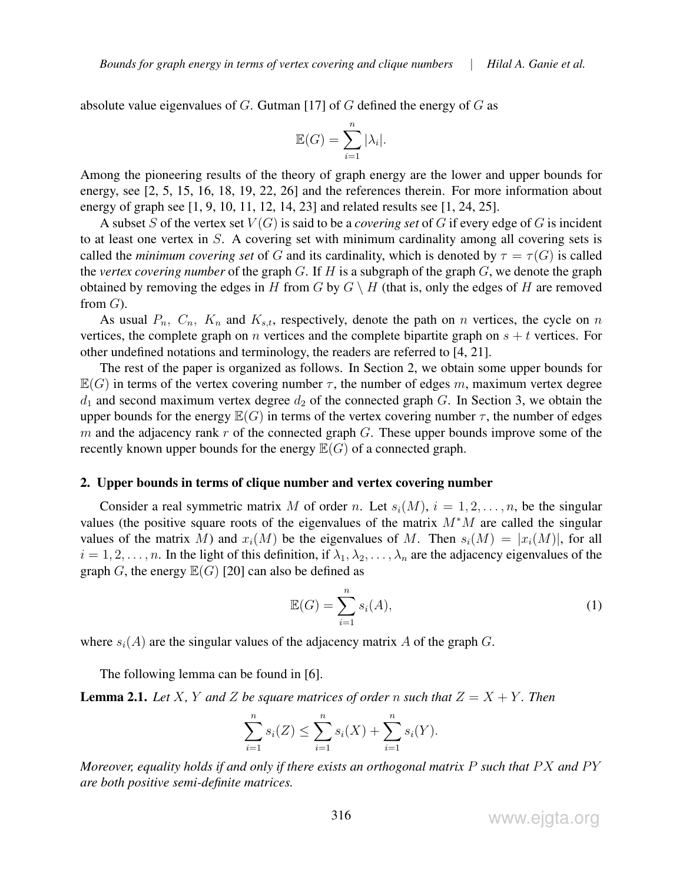absolute value eigenvalues of $G$. Gutman [17] of $G$ defined the energy of $G$ as

$$\mathbb{E}(G) = \sum_{i=1}^{n} |\lambda_i|.$$

Among the pioneering results of the theory of graph energy are the lower and upper bounds for energy, see [2, 5, 15, 16, 18, 19, 22, 26] and the references therein. For more information about energy of graph see [1, 9, 10, 11, 12, 14, 23] and related results see [1, 24, 25].

A subset $S$ of the vertex set $V(G)$ is said to be a *covering set* of $G$ if every edge of $G$ is incident to at least one vertex in $S$. A covering set with minimum cardinality among all covering sets is called the *minimum covering set* of $G$ and its cardinality, which is denoted by $\tau = \tau(G)$ is called the *vertex covering number* of the graph $G$. If $H$ is a subgraph of the graph $G$, we denote the graph obtained by removing the edges in $H$ from $G$ by $G \setminus H$ (that is, only the edges of $H$ are removed from $G$).

As usual $P_n$, $C_n$, $K_n$ and $K_{s,t}$, respectively, denote the path on $n$ vertices, the cycle on $n$ vertices, the complete graph on $n$ vertices and the complete bipartite graph on $s+t$ vertices. For other undefined notations and terminology, the readers are referred to [4, 21].

The rest of the paper is organized as follows. In Section 2, we obtain some upper bounds for $\mathbb{E}(G)$ in terms of the vertex covering number $\tau$, the number of edges $m$, maximum vertex degree $d_1$ and second maximum vertex degree $d_2$ of the connected graph $G$. In Section 3, we obtain the upper bounds for the energy $\mathbb{E}(G)$ in terms of the vertex covering number $\tau$, the number of edges $m$ and the adjacency rank $r$ of the connected graph $G$. These upper bounds improve some of the recently known upper bounds for the energy $\mathbb{E}(G)$ of a connected graph.

## 2. Upper bounds in terms of clique number and vertex covering number

Consider a real symmetric matrix $M$ of order $n$. Let $s_i(M)$, $i = 1, 2, \ldots, n$, be the singular values (the positive square roots of the eigenvalues of the matrix $M^*M$ are called the singular values of the matrix $M$) and $x_i(M)$ be the eigenvalues of $M$. Then $s_i(M) = |x_i(M)|$, for all $i = 1, 2, \ldots, n$. In the light of this definition, if $\lambda_1, \lambda_2, \ldots, \lambda_n$ are the adjacency eigenvalues of the graph $G$, the energy $\mathbb{E}(G)$ [20] can also be defined as

$$\mathbb{E}(G) = \sum_{i=1}^{n} s_i(A), \tag{1}$$

where $s_i(A)$ are the singular values of the adjacency matrix $A$ of the graph $G$.

The following lemma can be found in [6].

**Lemma 2.1.** *Let $X$, $Y$ and $Z$ be square matrices of order $n$ such that $Z = X + Y$. Then*

$$\sum_{i=1}^{n} s_i(Z) \leq \sum_{i=1}^{n} s_i(X) + \sum_{i=1}^{n} s_i(Y).$$

*Moreover, equality holds if and only if there exists an orthogonal matrix $P$ such that $PX$ and $PY$ are both positive semi-definite matrices.*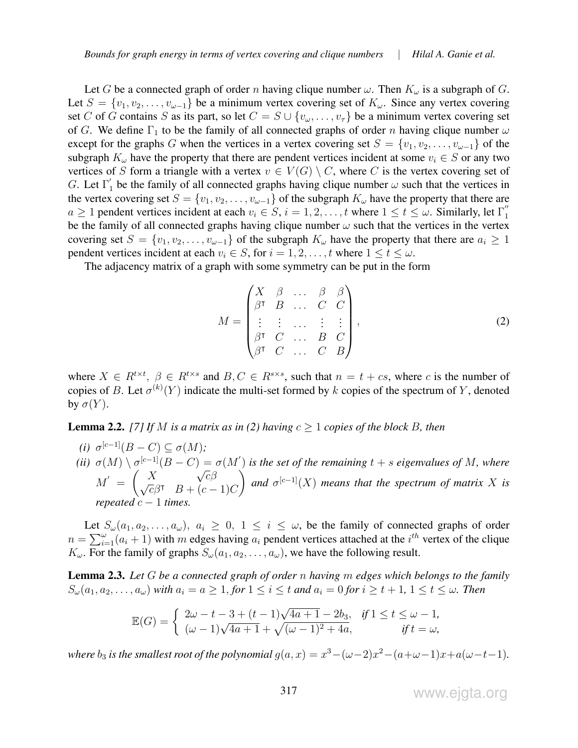Let $G$ be a connected graph of order $n$ having clique number $\omega$. Then $K_\omega$ is a subgraph of $G$. Let $S = \{v_1, v_2, \ldots, v_{\omega-1}\}$ be a minimum vertex covering set of $K_\omega$. Since any vertex covering set $C$ of $G$ contains $S$ as its part, so let $C = S \cup \{v_\omega, \ldots, v_\tau\}$ be a minimum vertex covering set of $G$. We define $\Gamma_1$ to be the family of all connected graphs of order $n$ having clique number $\omega$ except for the graphs $G$ when the vertices in a vertex covering set $S = \{v_1, v_2, \ldots, v_{\omega-1}\}$ of the subgraph $K_\omega$ have the property that there are pendent vertices incident at some $v_i \in S$ or any two vertices of $S$ form a triangle with a vertex $v \in V(G) \setminus C$, where $C$ is the vertex covering set of $G$. Let $\Gamma_1^{'}$ be the family of all connected graphs having clique number $\omega$ such that the vertices in the vertex covering set $S = \{v_1, v_2, \ldots, v_{\omega-1}\}$ of the subgraph $K_\omega$ have the property that there are $a \geq 1$ pendent vertices incident at each $v_i \in S$, $i = 1, 2, \ldots, t$ where $1 \leq t \leq \omega$. Similarly, let $\Gamma_1^{''}$ be the family of all connected graphs having clique number $\omega$ such that the vertices in the vertex covering set $S = \{v_1, v_2, \ldots, v_{\omega-1}\}$ of the subgraph $K_\omega$ have the property that there are $a_i \geq 1$ pendent vertices incident at each $v_i \in S$, for $i = 1, 2, \ldots, t$ where $1 \leq t \leq \omega$.

The adjacency matrix of a graph with some symmetry can be put in the form

$$M = \begin{pmatrix} X & \beta & \ldots & \beta & \beta \\ \beta^\intercal & B & \ldots & C & C \\ \vdots & \vdots & \ldots & \vdots & \vdots \\ \beta^\intercal & C & \ldots & B & C \\ \beta^\intercal & C & \ldots & C & B \end{pmatrix}, \tag{2}$$

where $X \in R^{t \times t}$, $\beta \in R^{t \times s}$ and $B, C \in R^{s \times s}$, such that $n = t + cs$, where $c$ is the number of copies of $B$. Let $\sigma^{(k)}(Y)$ indicate the multi-set formed by $k$ copies of the spectrum of $Y$, denoted by $\sigma(Y)$.

**Lemma 2.2.** *[7] If $M$ is a matrix as in (2) having $c \geq 1$ copies of the block $B$, then*

*(i)* $\sigma^{[c-1]}(B - C) \subseteq \sigma(M)$*;*

*(ii)* $\sigma(M) \setminus \sigma^{[c-1]}(B - C) = \sigma(M^{'})$ *is the set of the remaining $t + s$ eigenvalues of $M$, where* $M^{'} = \begin{pmatrix} X & \sqrt{c}\beta \\ \sqrt{c}\beta^\intercal & B + (c-1)C \end{pmatrix}$ *and $\sigma^{[c-1]}(X)$ means that the spectrum of matrix $X$ is repeated $c - 1$ times.*

Let $S_\omega(a_1, a_2, \ldots, a_\omega)$, $a_i \geq 0$, $1 \leq i \leq \omega$, be the family of connected graphs of order $n = \sum_{i=1}^{\omega}(a_i + 1)$ with $m$ edges having $a_i$ pendent vertices attached at the $i^{th}$ vertex of the clique $K_\omega$. For the family of graphs $S_\omega(a_1, a_2, \ldots, a_\omega)$, we have the following result.

**Lemma 2.3.** *Let $G$ be a connected graph of order $n$ having $m$ edges which belongs to the family $S_\omega(a_1, a_2, \ldots, a_\omega)$ with $a_i = a \geq 1$, for $1 \leq i \leq t$ and $a_i = 0$ for $i \geq t + 1$, $1 \leq t \leq \omega$. Then*

$$\mathbb{E}(G) = \begin{cases} 2\omega - t - 3 + (t-1)\sqrt{4a+1} - 2b_3, & \text{if } 1 \leq t \leq \omega - 1, \\ (\omega - 1)\sqrt{4a+1} + \sqrt{(\omega-1)^2 + 4a}, & \text{if } t = \omega, \end{cases}$$

*where $b_3$ is the smallest root of the polynomial $g(a, x) = x^3 - (\omega-2)x^2 - (a+\omega-1)x + a(\omega-t-1)$.*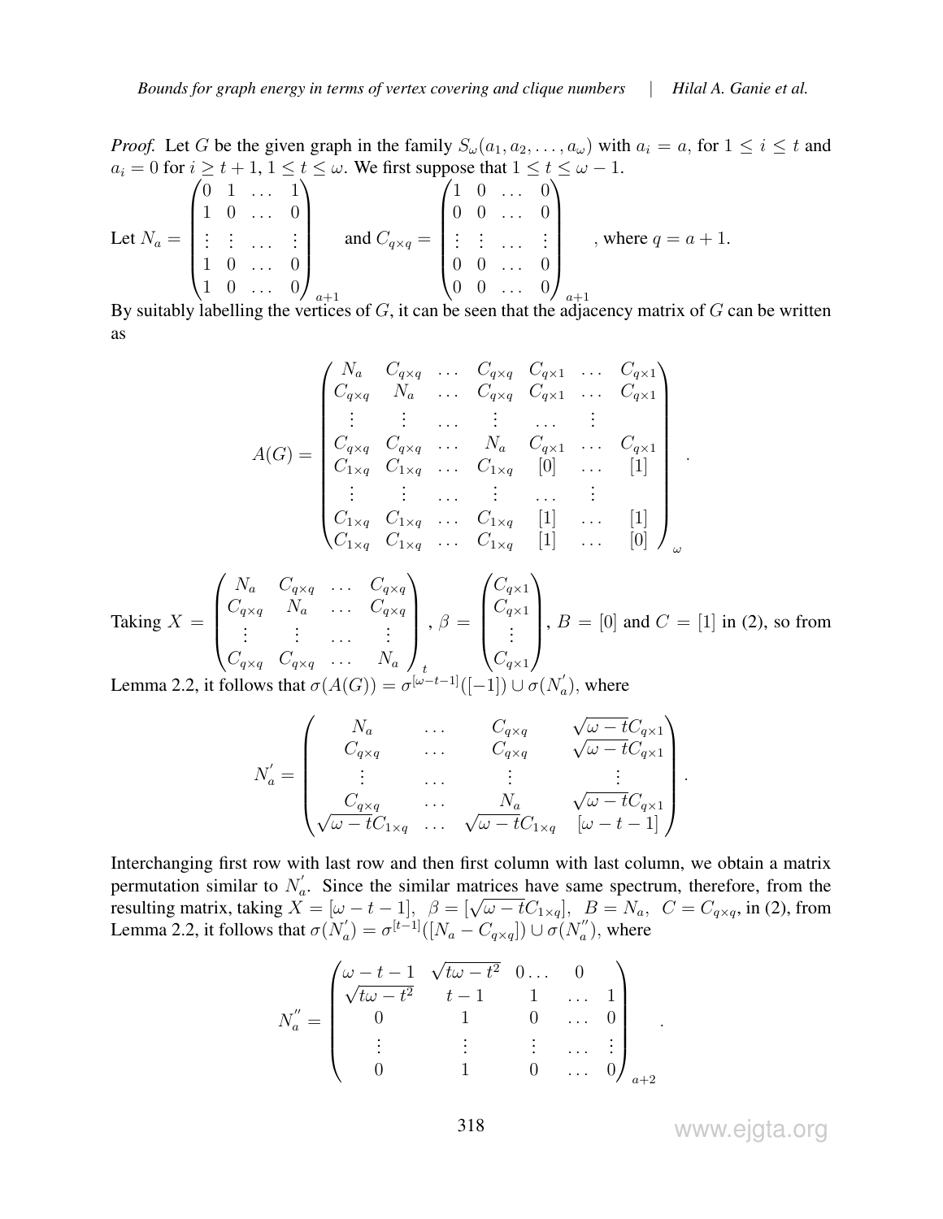*Proof.* Let $G$ be the given graph in the family $S_\omega(a_1, a_2, \ldots, a_\omega)$ with $a_i = a$, for $1 \le i \le t$ and $a_i = 0$ for $i \ge t+1$, $1 \le t \le \omega$. We first suppose that $1 \le t \le \omega - 1$.

Let $N_a = \begin{pmatrix} 0 & 1 & \ldots & 1 \\ 1 & 0 & \ldots & 0 \\ \vdots & \vdots & \ldots & \vdots \\ 1 & 0 & \ldots & 0 \\ 1 & 0 & \ldots & 0 \end{pmatrix}_{a+1}$ and $C_{q\times q} = \begin{pmatrix} 1 & 0 & \ldots & 0 \\ 0 & 0 & \ldots & 0 \\ \vdots & \vdots & \ldots & \vdots \\ 0 & 0 & \ldots & 0 \\ 0 & 0 & \ldots & 0 \end{pmatrix}_{a+1}$, where $q = a+1$.

By suitably labelling the vertices of $G$, it can be seen that the adjacency matrix of $G$ can be written as

$$A(G) = \begin{pmatrix} N_a & C_{q\times q} & \ldots & C_{q\times q} & C_{q\times 1} & \ldots & C_{q\times 1} \\ C_{q\times q} & N_a & \ldots & C_{q\times q} & C_{q\times 1} & \ldots & C_{q\times 1} \\ \vdots & \vdots & \ldots & \vdots & \ldots & \vdots & \\ C_{q\times q} & C_{q\times q} & \ldots & N_a & C_{q\times 1} & \ldots & C_{q\times 1} \\ C_{1\times q} & C_{1\times q} & \ldots & C_{1\times q} & [0] & \ldots & [1] \\ \vdots & \vdots & \ldots & \vdots & \ldots & \vdots & \\ C_{1\times q} & C_{1\times q} & \ldots & C_{1\times q} & [1] & \ldots & [1] \\ C_{1\times q} & C_{1\times q} & \ldots & C_{1\times q} & [1] & \ldots & [0] \end{pmatrix}_\omega .$$

Taking $X = \begin{pmatrix} N_a & C_{q\times q} & \ldots & C_{q\times q} \\ C_{q\times q} & N_a & \ldots & C_{q\times q} \\ \vdots & \vdots & \ldots & \vdots \\ C_{q\times q} & C_{q\times q} & \ldots & N_a \end{pmatrix}_t$, $\beta = \begin{pmatrix} C_{q\times 1} \\ C_{q\times 1} \\ \vdots \\ C_{q\times 1} \end{pmatrix}$, $B = [0]$ and $C = [1]$ in (2), so from Lemma 2.2, it follows that $\sigma(A(G)) = \sigma^{[\omega-t-1]}([-1]) \cup \sigma(N_a')$, where

$$N_a' = \begin{pmatrix} N_a & \ldots & C_{q\times q} & \sqrt{\omega-t}C_{q\times 1} \\ C_{q\times q} & \ldots & C_{q\times q} & \sqrt{\omega-t}C_{q\times 1} \\ \vdots & \ldots & \vdots & \vdots \\ C_{q\times q} & \ldots & N_a & \sqrt{\omega-t}C_{q\times 1} \\ \sqrt{\omega-t}C_{1\times q} & \ldots & \sqrt{\omega-t}C_{1\times q} & [\omega-t-1] \end{pmatrix}.$$

Interchanging first row with last row and then first column with last column, we obtain a matrix permutation similar to $N_a'$. Since the similar matrices have same spectrum, therefore, from the resulting matrix, taking $X = [\omega-t-1]$, $\beta = [\sqrt{\omega-t}C_{1\times q}]$, $B = N_a$, $C = C_{q\times q}$, in (2), from Lemma 2.2, it follows that $\sigma(N_a') = \sigma^{[t-1]}([N_a - C_{q\times q}]) \cup \sigma(N_a'')$, where

$$N_a'' = \begin{pmatrix} \omega-t-1 & \sqrt{t\omega-t^2} & 0 \ldots & 0 \\ \sqrt{t\omega-t^2} & t-1 & 1 & \ldots & 1 \\ 0 & 1 & 0 & \ldots & 0 \\ \vdots & \vdots & \vdots & \ldots & \vdots \\ 0 & 1 & 0 & \ldots & 0 \end{pmatrix}_{a+2} .$$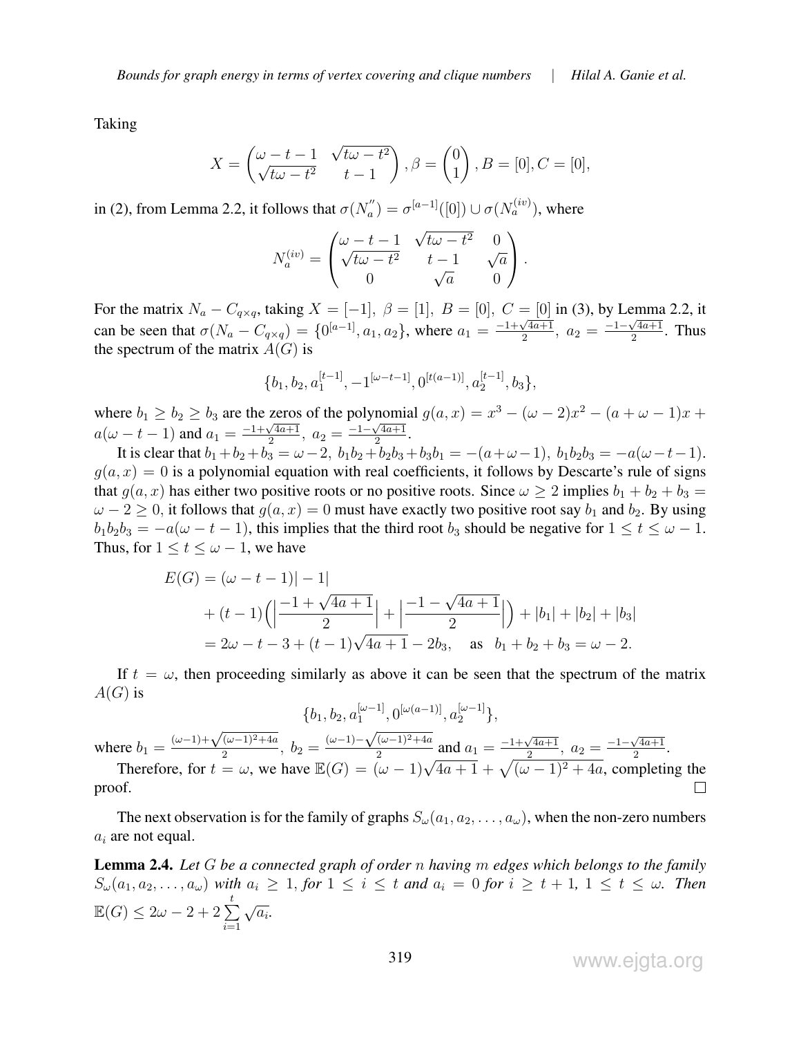Taking

$$X = \begin{pmatrix} \omega - t - 1 & \sqrt{t\omega - t^2} \\ \sqrt{t\omega - t^2} & t - 1 \end{pmatrix}, \beta = \begin{pmatrix} 0 \\ 1 \end{pmatrix}, B = [0], C = [0],$$

in (2), from Lemma 2.2, it follows that $\sigma(N_a^{''}) = \sigma^{[a-1]}([0]) \cup \sigma(N_a^{(iv)})$, where

$$N_a^{(iv)} = \begin{pmatrix} \omega - t - 1 & \sqrt{t\omega - t^2} & 0 \\ \sqrt{t\omega - t^2} & t - 1 & \sqrt{a} \\ 0 & \sqrt{a} & 0 \end{pmatrix}.$$

For the matrix $N_a - C_{q\times q}$, taking $X = [-1],\ \beta = [1],\ B = [0],\ C = [0]$ in (3), by Lemma 2.2, it can be seen that $\sigma(N_a - C_{q\times q}) = \{0^{[a-1]}, a_1, a_2\}$, where $a_1 = \frac{-1+\sqrt{4a+1}}{2},\ a_2 = \frac{-1-\sqrt{4a+1}}{2}$. Thus the spectrum of the matrix $A(G)$ is

$$\{b_1, b_2, a_1^{[t-1]}, -1^{[\omega-t-1]}, 0^{[t(a-1)]}, a_2^{[t-1]}, b_3\},$$

where $b_1 \geq b_2 \geq b_3$ are the zeros of the polynomial $g(a,x) = x^3 - (\omega-2)x^2 - (a+\omega-1)x + a(\omega-t-1)$ and $a_1 = \frac{-1+\sqrt{4a+1}}{2},\ a_2 = \frac{-1-\sqrt{4a+1}}{2}$.

It is clear that $b_1+b_2+b_3 = \omega-2,\ b_1b_2+b_2b_3+b_3b_1 = -(a+\omega-1),\ b_1b_2b_3 = -a(\omega-t-1)$. $g(a,x) = 0$ is a polynomial equation with real coefficients, it follows by Descarte's rule of signs that $g(a,x)$ has either two positive roots or no positive roots. Since $\omega \geq 2$ implies $b_1+b_2+b_3 = \omega-2 \geq 0$, it follows that $g(a,x) = 0$ must have exactly two positive root say $b_1$ and $b_2$. By using $b_1b_2b_3 = -a(\omega-t-1)$, this implies that the third root $b_3$ should be negative for $1 \leq t \leq \omega-1$. Thus, for $1 \leq t \leq \omega-1$, we have

$$\begin{aligned} E(G) &= (\omega-t-1)|-1| \\ &\quad + (t-1)\Big(\Big|\frac{-1+\sqrt{4a+1}}{2}\Big| + \Big|\frac{-1-\sqrt{4a+1}}{2}\Big|\Big) + |b_1| + |b_2| + |b_3| \\ &= 2\omega - t - 3 + (t-1)\sqrt{4a+1} - 2b_3, \quad \text{as} \quad b_1+b_2+b_3 = \omega-2. \end{aligned}$$

If $t = \omega$, then proceeding similarly as above it can be seen that the spectrum of the matrix $A(G)$ is

$$\{b_1, b_2, a_1^{[\omega-1]}, 0^{[\omega(a-1)]}, a_2^{[\omega-1]}\},$$

where $b_1 = \frac{(\omega-1)+\sqrt{(\omega-1)^2+4a}}{2},\ b_2 = \frac{(\omega-1)-\sqrt{(\omega-1)^2+4a}}{2}$ and $a_1 = \frac{-1+\sqrt{4a+1}}{2},\ a_2 = \frac{-1-\sqrt{4a+1}}{2}$.

Therefore, for $t = \omega$, we have $\mathbb{E}(G) = (\omega-1)\sqrt{4a+1} + \sqrt{(\omega-1)^2+4a}$, completing the proof. □

The next observation is for the family of graphs $S_\omega(a_1, a_2, \ldots, a_\omega)$, when the non-zero numbers $a_i$ are not equal.

**Lemma 2.4.** *Let $G$ be a connected graph of order $n$ having $m$ edges which belongs to the family $S_\omega(a_1, a_2, \ldots, a_\omega)$ with $a_i \geq 1$, for $1 \leq i \leq t$ and $a_i = 0$ for $i \geq t+1$, $1 \leq t \leq \omega$. Then $\mathbb{E}(G) \leq 2\omega - 2 + 2\sum_{i=1}^{t}\sqrt{a_i}$.*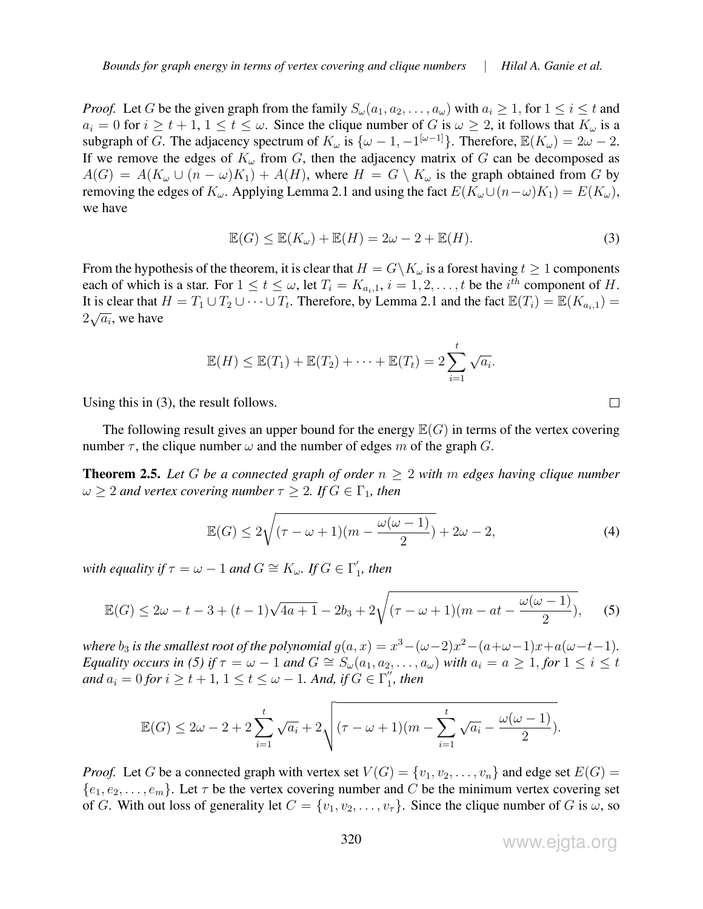*Proof.* Let $G$ be the given graph from the family $S_\omega(a_1, a_2, \ldots, a_\omega)$ with $a_i \geq 1$, for $1 \leq i \leq t$ and $a_i = 0$ for $i \geq t+1$, $1 \leq t \leq \omega$. Since the clique number of $G$ is $\omega \geq 2$, it follows that $K_\omega$ is a subgraph of $G$. The adjacency spectrum of $K_\omega$ is $\{\omega - 1, -1^{[\omega-1]}\}$. Therefore, $\mathbb{E}(K_\omega) = 2\omega - 2$. If we remove the edges of $K_\omega$ from $G$, then the adjacency matrix of $G$ can be decomposed as $A(G) = A(K_\omega \cup (n-\omega)K_1) + A(H)$, where $H = G \setminus K_\omega$ is the graph obtained from $G$ by removing the edges of $K_\omega$. Applying Lemma 2.1 and using the fact $E(K_\omega \cup (n-\omega)K_1) = E(K_\omega)$, we have

$$\mathbb{E}(G) \leq \mathbb{E}(K_\omega) + \mathbb{E}(H) = 2\omega - 2 + \mathbb{E}(H). \tag{3}$$

From the hypothesis of the theorem, it is clear that $H = G \setminus K_\omega$ is a forest having $t \geq 1$ components each of which is a star. For $1 \leq t \leq \omega$, let $T_i = K_{a_i,1}$, $i = 1, 2, \ldots, t$ be the $i^{th}$ component of $H$. It is clear that $H = T_1 \cup T_2 \cup \cdots \cup T_t$. Therefore, by Lemma 2.1 and the fact $\mathbb{E}(T_i) = \mathbb{E}(K_{a_i,1}) = 2\sqrt{a_i}$, we have

$$\mathbb{E}(H) \leq \mathbb{E}(T_1) + \mathbb{E}(T_2) + \cdots + \mathbb{E}(T_t) = 2\sum_{i=1}^{t} \sqrt{a_i}.$$

Using this in (3), the result follows. $\square$

The following result gives an upper bound for the energy $\mathbb{E}(G)$ in terms of the vertex covering number $\tau$, the clique number $\omega$ and the number of edges $m$ of the graph $G$.

**Theorem 2.5.** *Let $G$ be a connected graph of order $n \geq 2$ with $m$ edges having clique number $\omega \geq 2$ and vertex covering number $\tau \geq 2$. If $G \in \Gamma_1$, then*

$$\mathbb{E}(G) \leq 2\sqrt{(\tau - \omega + 1)(m - \frac{\omega(\omega-1)}{2})} + 2\omega - 2, \tag{4}$$

*with equality if $\tau = \omega - 1$ and $G \cong K_\omega$. If $G \in \Gamma_1^{'}$, then*

$$\mathbb{E}(G) \leq 2\omega - t - 3 + (t-1)\sqrt{4a+1} - 2b_3 + 2\sqrt{(\tau - \omega + 1)(m - at - \frac{\omega(\omega-1)}{2})}, \tag{5}$$

*where $b_3$ is the smallest root of the polynomial $g(a, x) = x^3 - (\omega-2)x^2 - (a+\omega-1)x + a(\omega-t-1)$. Equality occurs in (5) if $\tau = \omega - 1$ and $G \cong S_\omega(a_1, a_2, \ldots, a_\omega)$ with $a_i = a \geq 1$, for $1 \leq i \leq t$ and $a_i = 0$ for $i \geq t+1$, $1 \leq t \leq \omega - 1$. And, if $G \in \Gamma_1^{''}$, then*

$$\mathbb{E}(G) \leq 2\omega - 2 + 2\sum_{i=1}^{t} \sqrt{a_i} + 2\sqrt{(\tau - \omega + 1)(m - \sum_{i=1}^{t} \sqrt{a_i} - \frac{\omega(\omega-1)}{2})}.$$

*Proof.* Let $G$ be a connected graph with vertex set $V(G) = \{v_1, v_2, \ldots, v_n\}$ and edge set $E(G) = \{e_1, e_2, \ldots, e_m\}$. Let $\tau$ be the vertex covering number and $C$ be the minimum vertex covering set of $G$. With out loss of generality let $C = \{v_1, v_2, \ldots, v_\tau\}$. Since the clique number of $G$ is $\omega$, so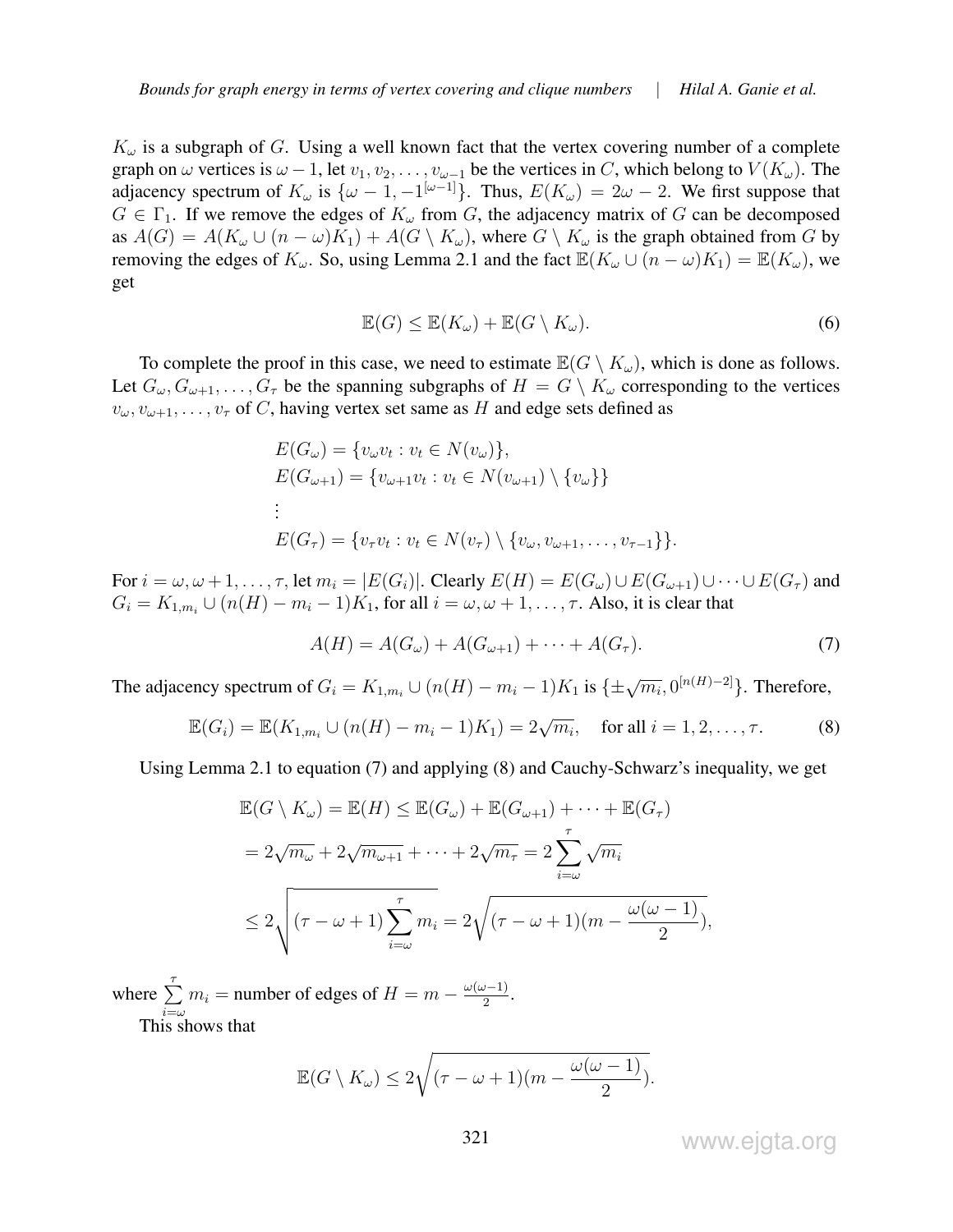$K_\omega$ is a subgraph of $G$. Using a well known fact that the vertex covering number of a complete graph on $\omega$ vertices is $\omega - 1$, let $v_1, v_2, \ldots, v_{\omega-1}$ be the vertices in $C$, which belong to $V(K_\omega)$. The adjacency spectrum of $K_\omega$ is $\{\omega - 1, -1^{[\omega-1]}\}$. Thus, $E(K_\omega) = 2\omega - 2$. We first suppose that $G \in \Gamma_1$. If we remove the edges of $K_\omega$ from $G$, the adjacency matrix of $G$ can be decomposed as $A(G) = A(K_\omega \cup (n-\omega)K_1) + A(G \setminus K_\omega)$, where $G \setminus K_\omega$ is the graph obtained from $G$ by removing the edges of $K_\omega$. So, using Lemma 2.1 and the fact $\mathbb{E}(K_\omega \cup (n-\omega)K_1) = \mathbb{E}(K_\omega)$, we get

$$\mathbb{E}(G) \leq \mathbb{E}(K_\omega) + \mathbb{E}(G \setminus K_\omega). \tag{6}$$

To complete the proof in this case, we need to estimate $\mathbb{E}(G \setminus K_\omega)$, which is done as follows. Let $G_\omega, G_{\omega+1}, \ldots, G_\tau$ be the spanning subgraphs of $H = G \setminus K_\omega$ corresponding to the vertices $v_\omega, v_{\omega+1}, \ldots, v_\tau$ of $C$, having vertex set same as $H$ and edge sets defined as

$$\begin{aligned}
&E(G_\omega) = \{v_\omega v_t : v_t \in N(v_\omega)\},\\
&E(G_{\omega+1}) = \{v_{\omega+1} v_t : v_t \in N(v_{\omega+1}) \setminus \{v_\omega\}\}\\
&\vdots\\
&E(G_\tau) = \{v_\tau v_t : v_t \in N(v_\tau) \setminus \{v_\omega, v_{\omega+1}, \ldots, v_{\tau-1}\}\}.
\end{aligned}$$

For $i = \omega, \omega+1, \ldots, \tau$, let $m_i = |E(G_i)|$. Clearly $E(H) = E(G_\omega) \cup E(G_{\omega+1}) \cup \cdots \cup E(G_\tau)$ and $G_i = K_{1,m_i} \cup (n(H) - m_i - 1)K_1$, for all $i = \omega, \omega+1, \ldots, \tau$. Also, it is clear that

$$A(H) = A(G_\omega) + A(G_{\omega+1}) + \cdots + A(G_\tau). \tag{7}$$

The adjacency spectrum of $G_i = K_{1,m_i} \cup (n(H) - m_i - 1)K_1$ is $\{\pm\sqrt{m_i}, 0^{[n(H)-2]}\}$. Therefore,

$$\mathbb{E}(G_i) = \mathbb{E}(K_{1,m_i} \cup (n(H) - m_i - 1)K_1) = 2\sqrt{m_i}, \quad \text{for all } i = 1, 2, \ldots, \tau. \tag{8}$$

Using Lemma 2.1 to equation (7) and applying (8) and Cauchy-Schwarz's inequality, we get

$$\begin{aligned}
\mathbb{E}(G \setminus K_\omega) = \mathbb{E}(H) &\leq \mathbb{E}(G_\omega) + \mathbb{E}(G_{\omega+1}) + \cdots + \mathbb{E}(G_\tau)\\
&= 2\sqrt{m_\omega} + 2\sqrt{m_{\omega+1}} + \cdots + 2\sqrt{m_\tau} = 2\sum_{i=\omega}^{\tau}\sqrt{m_i}\\
&\leq 2\sqrt{(\tau - \omega + 1)\sum_{i=\omega}^{\tau} m_i} = 2\sqrt{(\tau - \omega + 1)(m - \frac{\omega(\omega-1)}{2})},
\end{aligned}$$

where $\sum_{i=\omega}^{\tau} m_i =$ number of edges of $H = m - \frac{\omega(\omega-1)}{2}$.

This shows that

$$\mathbb{E}(G \setminus K_\omega) \leq 2\sqrt{(\tau - \omega + 1)(m - \frac{\omega(\omega-1)}{2})}.$$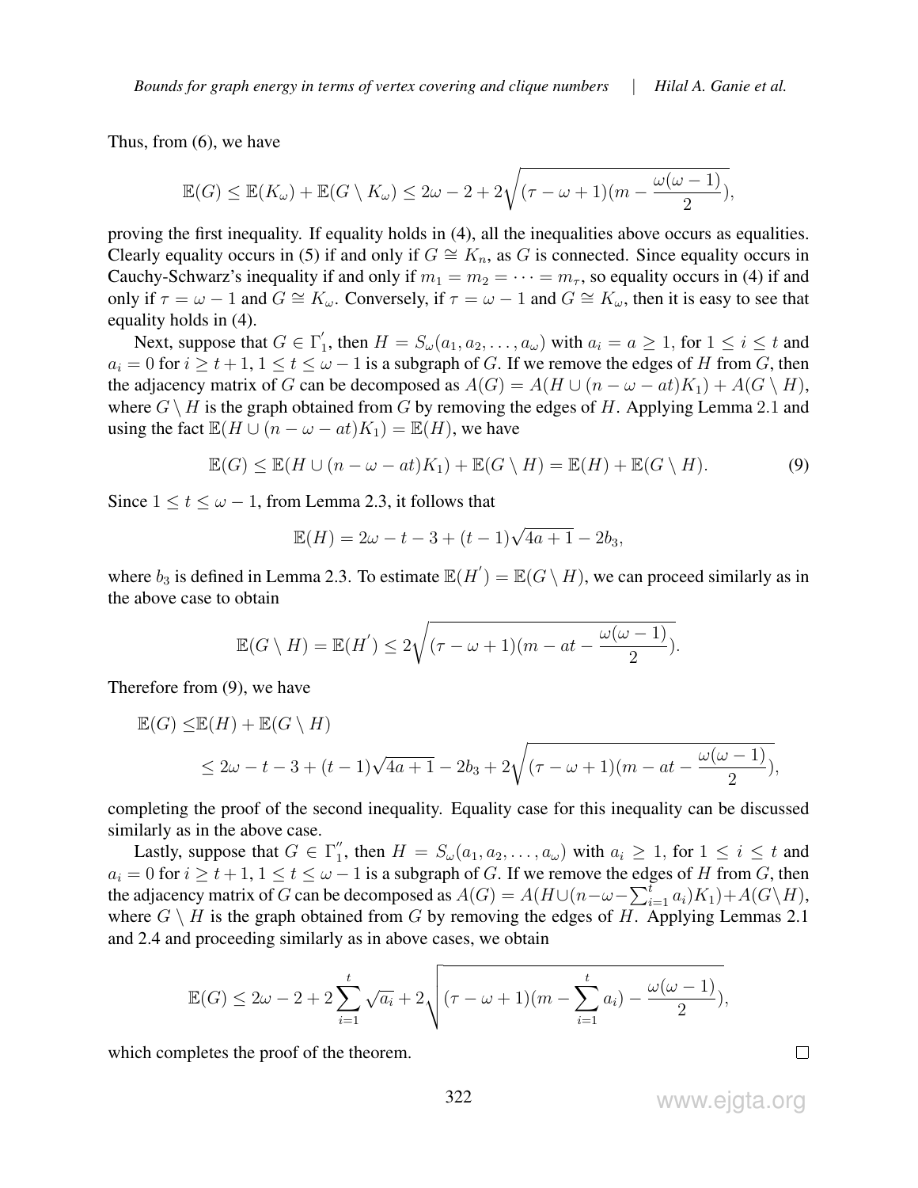Thus, from (6), we have

$$\mathbb{E}(G) \leq \mathbb{E}(K_\omega) + \mathbb{E}(G \setminus K_\omega) \leq 2\omega - 2 + 2\sqrt{(\tau - \omega + 1)(m - \frac{\omega(\omega-1)}{2}}),$$

proving the first inequality. If equality holds in (4), all the inequalities above occurs as equalities. Clearly equality occurs in (5) if and only if $G \cong K_n$, as $G$ is connected. Since equality occurs in Cauchy-Schwarz's inequality if and only if $m_1 = m_2 = \cdots = m_\tau$, so equality occurs in (4) if and only if $\tau = \omega - 1$ and $G \cong K_\omega$. Conversely, if $\tau = \omega - 1$ and $G \cong K_\omega$, then it is easy to see that equality holds in (4).

Next, suppose that $G \in \Gamma_1^{'}$, then $H = S_\omega(a_1, a_2, \ldots, a_\omega)$ with $a_i = a \geq 1$, for $1 \leq i \leq t$ and $a_i = 0$ for $i \geq t+1$, $1 \leq t \leq \omega - 1$ is a subgraph of $G$. If we remove the edges of $H$ from $G$, then the adjacency matrix of $G$ can be decomposed as $A(G) = A(H \cup (n - \omega - at)K_1) + A(G \setminus H)$, where $G \setminus H$ is the graph obtained from $G$ by removing the edges of $H$. Applying Lemma 2.1 and using the fact $\mathbb{E}(H \cup (n - \omega - at)K_1) = \mathbb{E}(H)$, we have

$$\mathbb{E}(G) \leq \mathbb{E}(H \cup (n - \omega - at)K_1) + \mathbb{E}(G \setminus H) = \mathbb{E}(H) + \mathbb{E}(G \setminus H). \tag{9}$$

Since $1 \leq t \leq \omega - 1$, from Lemma 2.3, it follows that

$$\mathbb{E}(H) = 2\omega - t - 3 + (t-1)\sqrt{4a+1} - 2b_3,$$

where $b_3$ is defined in Lemma 2.3. To estimate $\mathbb{E}(H^{'}) = \mathbb{E}(G \setminus H)$, we can proceed similarly as in the above case to obtain

$$\mathbb{E}(G \setminus H) = \mathbb{E}(H^{'}) \leq 2\sqrt{(\tau - \omega + 1)(m - at - \frac{\omega(\omega-1)}{2}}).$$

Therefore from (9), we have

$$\begin{aligned}
\mathbb{E}(G) \leq & \mathbb{E}(H) + \mathbb{E}(G \setminus H) \\
& \leq 2\omega - t - 3 + (t-1)\sqrt{4a+1} - 2b_3 + 2\sqrt{(\tau - \omega + 1)(m - at - \frac{\omega(\omega-1)}{2}}),
\end{aligned}$$

completing the proof of the second inequality. Equality case for this inequality can be discussed similarly as in the above case.

Lastly, suppose that $G \in \Gamma_1^{''}$, then $H = S_\omega(a_1, a_2, \ldots, a_\omega)$ with $a_i \geq 1$, for $1 \leq i \leq t$ and $a_i = 0$ for $i \geq t+1$, $1 \leq t \leq \omega - 1$ is a subgraph of $G$. If we remove the edges of $H$ from $G$, then the adjacency matrix of $G$ can be decomposed as $A(G) = A(H \cup (n - \omega - \sum_{i=1}^{t} a_i)K_1) + A(G \setminus H)$, where $G \setminus H$ is the graph obtained from $G$ by removing the edges of $H$. Applying Lemmas 2.1 and 2.4 and proceeding similarly as in above cases, we obtain

$$\mathbb{E}(G) \leq 2\omega - 2 + 2\sum_{i=1}^{t} \sqrt{a_i} + 2\sqrt{(\tau - \omega + 1)(m - \sum_{i=1}^{t} a_i) - \frac{\omega(\omega-1)}{2}}),$$

which completes the proof of the theorem. $\square$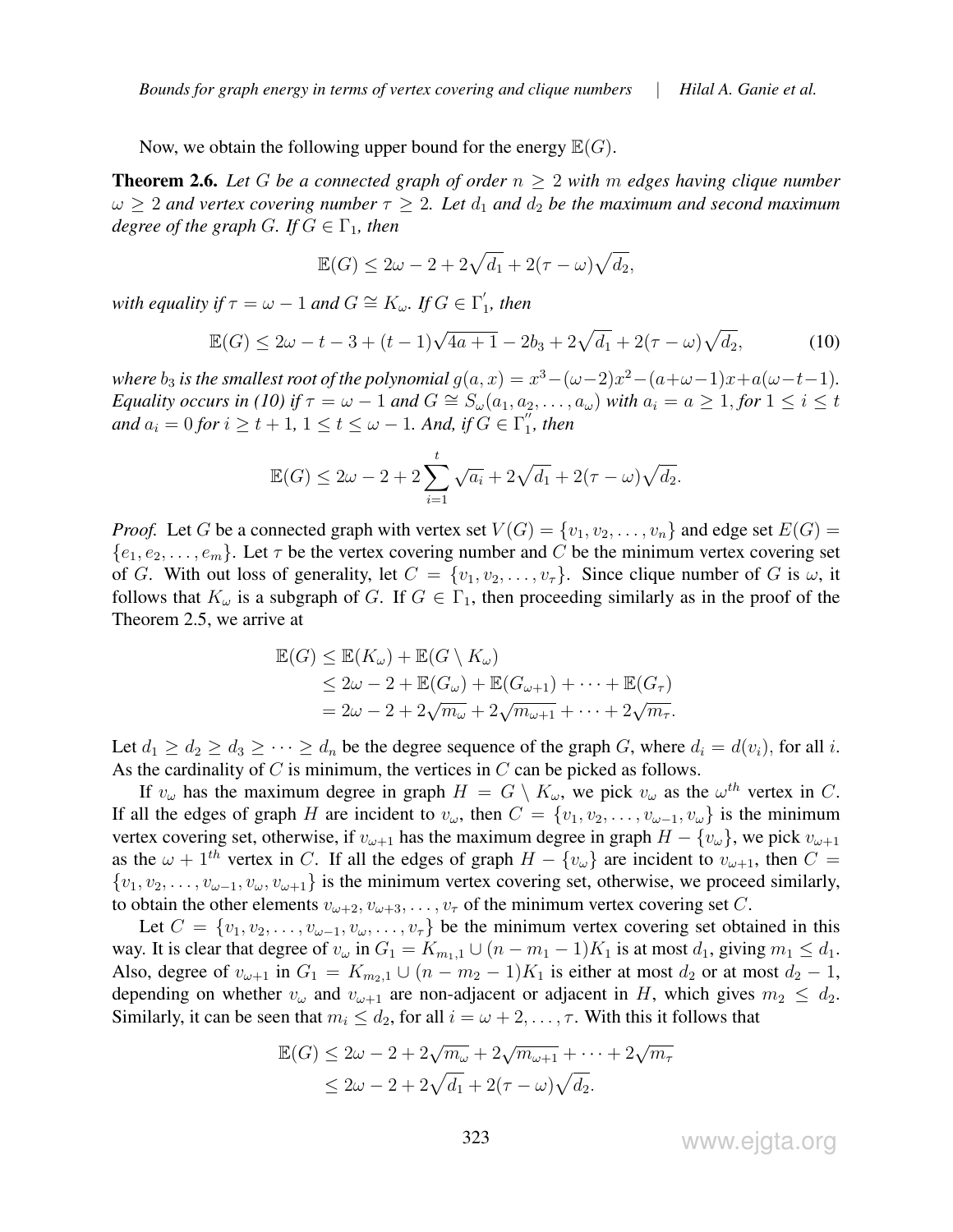Now, we obtain the following upper bound for the energy $\mathbb{E}(G)$.

**Theorem 2.6.** *Let $G$ be a connected graph of order $n \geq 2$ with $m$ edges having clique number $\omega \geq 2$ and vertex covering number $\tau \geq 2$. Let $d_1$ and $d_2$ be the maximum and second maximum degree of the graph $G$. If $G \in \Gamma_1$, then*

$$\mathbb{E}(G) \leq 2\omega - 2 + 2\sqrt{d_1} + 2(\tau - \omega)\sqrt{d_2},$$

*with equality if $\tau = \omega - 1$ and $G \cong K_\omega$. If $G \in \Gamma_1'$, then*

$$\mathbb{E}(G) \leq 2\omega - t - 3 + (t-1)\sqrt{4a+1} - 2b_3 + 2\sqrt{d_1} + 2(\tau - \omega)\sqrt{d_2}, \tag{10}$$

*where $b_3$ is the smallest root of the polynomial $g(a, x) = x^3 - (\omega-2)x^2 - (a+\omega-1)x + a(\omega-t-1)$. Equality occurs in (10) if $\tau = \omega - 1$ and $G \cong S_\omega(a_1, a_2, \ldots, a_\omega)$ with $a_i = a \geq 1$, for $1 \leq i \leq t$ and $a_i = 0$ for $i \geq t+1$, $1 \leq t \leq \omega - 1$. And, if $G \in \Gamma_1''$, then*

$$\mathbb{E}(G) \leq 2\omega - 2 + 2\sum_{i=1}^{t} \sqrt{a_i} + 2\sqrt{d_1} + 2(\tau - \omega)\sqrt{d_2}.$$

*Proof.* Let $G$ be a connected graph with vertex set $V(G) = \{v_1, v_2, \ldots, v_n\}$ and edge set $E(G) = \{e_1, e_2, \ldots, e_m\}$. Let $\tau$ be the vertex covering number and $C$ be the minimum vertex covering set of $G$. With out loss of generality, let $C = \{v_1, v_2, \ldots, v_\tau\}$. Since clique number of $G$ is $\omega$, it follows that $K_\omega$ is a subgraph of $G$. If $G \in \Gamma_1$, then proceeding similarly as in the proof of the Theorem 2.5, we arrive at

$$\begin{aligned}
\mathbb{E}(G) &\leq \mathbb{E}(K_\omega) + \mathbb{E}(G \setminus K_\omega) \\
&\leq 2\omega - 2 + \mathbb{E}(G_\omega) + \mathbb{E}(G_{\omega+1}) + \cdots + \mathbb{E}(G_\tau) \\
&= 2\omega - 2 + 2\sqrt{m_\omega} + 2\sqrt{m_{\omega+1}} + \cdots + 2\sqrt{m_\tau}.
\end{aligned}$$

Let $d_1 \geq d_2 \geq d_3 \geq \cdots \geq d_n$ be the degree sequence of the graph $G$, where $d_i = d(v_i)$, for all $i$. As the cardinality of $C$ is minimum, the vertices in $C$ can be picked as follows.

If $v_\omega$ has the maximum degree in graph $H = G \setminus K_\omega$, we pick $v_\omega$ as the $\omega^{th}$ vertex in $C$. If all the edges of graph $H$ are incident to $v_\omega$, then $C = \{v_1, v_2, \ldots, v_{\omega-1}, v_\omega\}$ is the minimum vertex covering set, otherwise, if $v_{\omega+1}$ has the maximum degree in graph $H - \{v_\omega\}$, we pick $v_{\omega+1}$ as the $\omega + 1^{th}$ vertex in $C$. If all the edges of graph $H - \{v_\omega\}$ are incident to $v_{\omega+1}$, then $C = \{v_1, v_2, \ldots, v_{\omega-1}, v_\omega, v_{\omega+1}\}$ is the minimum vertex covering set, otherwise, we proceed similarly, to obtain the other elements $v_{\omega+2}, v_{\omega+3}, \ldots, v_\tau$ of the minimum vertex covering set $C$.

Let $C = \{v_1, v_2, \ldots, v_{\omega-1}, v_\omega, \ldots, v_\tau\}$ be the minimum vertex covering set obtained in this way. It is clear that degree of $v_\omega$ in $G_1 = K_{m_1,1} \cup (n - m_1 - 1)K_1$ is at most $d_1$, giving $m_1 \leq d_1$. Also, degree of $v_{\omega+1}$ in $G_1 = K_{m_2,1} \cup (n - m_2 - 1)K_1$ is either at most $d_2$ or at most $d_2 - 1$, depending on whether $v_\omega$ and $v_{\omega+1}$ are non-adjacent or adjacent in $H$, which gives $m_2 \leq d_2$. Similarly, it can be seen that $m_i \leq d_2$, for all $i = \omega + 2, \ldots, \tau$. With this it follows that

$$\begin{aligned}
\mathbb{E}(G) &\leq 2\omega - 2 + 2\sqrt{m_\omega} + 2\sqrt{m_{\omega+1}} + \cdots + 2\sqrt{m_\tau} \\
&\leq 2\omega - 2 + 2\sqrt{d_1} + 2(\tau - \omega)\sqrt{d_2}.
\end{aligned}$$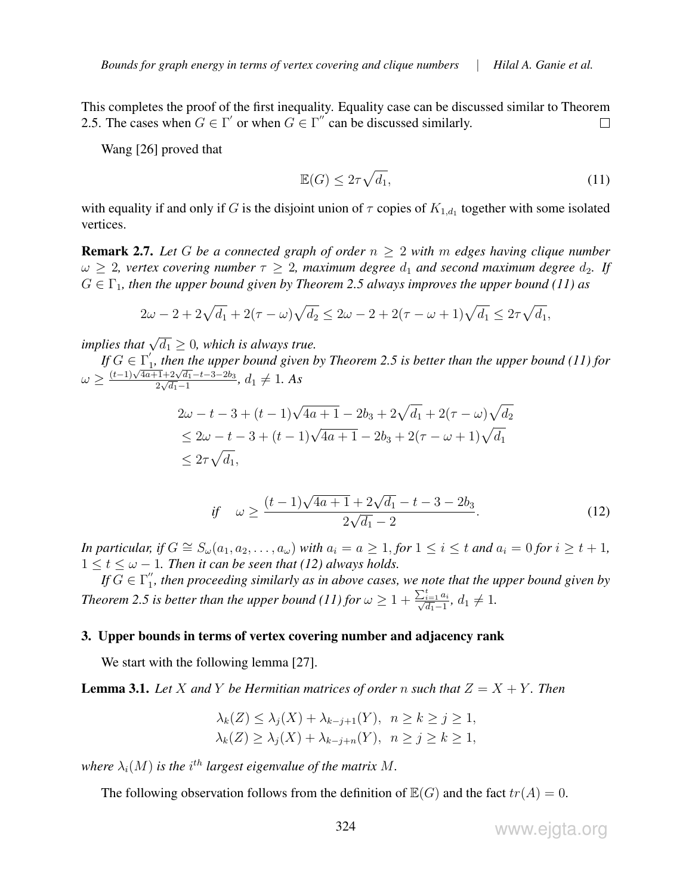This completes the proof of the first inequality. Equality case can be discussed similar to Theorem 2.5. The cases when $G \in \Gamma^{'}$ or when $G \in \Gamma^{''}$ can be discussed similarly. □

Wang [26] proved that

$$\mathbb{E}(G) \leq 2\tau\sqrt{d_1}, \tag{11}$$

with equality if and only if $G$ is the disjoint union of $\tau$ copies of $K_{1,d_1}$ together with some isolated vertices.

**Remark 2.7.** *Let $G$ be a connected graph of order $n \geq 2$ with $m$ edges having clique number $\omega \geq 2$, vertex covering number $\tau \geq 2$, maximum degree $d_1$ and second maximum degree $d_2$. If $G \in \Gamma_1$, then the upper bound given by Theorem 2.5 always improves the upper bound (11) as*

$$2\omega - 2 + 2\sqrt{d_1} + 2(\tau - \omega)\sqrt{d_2} \leq 2\omega - 2 + 2(\tau - \omega + 1)\sqrt{d_1} \leq 2\tau\sqrt{d_1},$$

*implies that $\sqrt{d_1} \geq 0$, which is always true.*

*If $G \in \Gamma_1^{'}$, then the upper bound given by Theorem 2.5 is better than the upper bound (11) for $\omega \geq \frac{(t-1)\sqrt{4a+1}+2\sqrt{d_1}-t-3-2b_3}{2\sqrt{d_1}-1}$, $d_1 \neq 1$. As*

$$\begin{aligned}
&2\omega - t - 3 + (t-1)\sqrt{4a+1} - 2b_3 + 2\sqrt{d_1} + 2(\tau - \omega)\sqrt{d_2} \\
&\leq 2\omega - t - 3 + (t-1)\sqrt{4a+1} - 2b_3 + 2(\tau - \omega + 1)\sqrt{d_1} \\
&\leq 2\tau\sqrt{d_1},
\end{aligned}$$

$$\text{if} \quad \omega \geq \frac{(t-1)\sqrt{4a+1} + 2\sqrt{d_1} - t - 3 - 2b_3}{2\sqrt{d_1} - 2}. \tag{12}$$

*In particular, if $G \cong S_\omega(a_1, a_2, \ldots, a_\omega)$ with $a_i = a \geq 1$, for $1 \leq i \leq t$ and $a_i = 0$ for $i \geq t+1$, $1 \leq t \leq \omega - 1$. Then it can be seen that (12) always holds.*

*If $G \in \Gamma_1^{''}$, then proceeding similarly as in above cases, we note that the upper bound given by Theorem 2.5 is better than the upper bound (11) for $\omega \geq 1 + \frac{\sum_{i=1}^{t} a_i}{\sqrt{d_1}-1}$, $d_1 \neq 1$.*

## 3. Upper bounds in terms of vertex covering number and adjacency rank

We start with the following lemma [27].

**Lemma 3.1.** *Let $X$ and $Y$ be Hermitian matrices of order $n$ such that $Z = X + Y$. Then*

$$\lambda_k(Z) \leq \lambda_j(X) + \lambda_{k-j+1}(Y), \quad n \geq k \geq j \geq 1,$$
$$\lambda_k(Z) \geq \lambda_j(X) + \lambda_{k-j+n}(Y), \quad n \geq j \geq k \geq 1,$$

*where $\lambda_i(M)$ is the $i^{th}$ largest eigenvalue of the matrix $M$.*

The following observation follows from the definition of $\mathbb{E}(G)$ and the fact $tr(A) = 0$.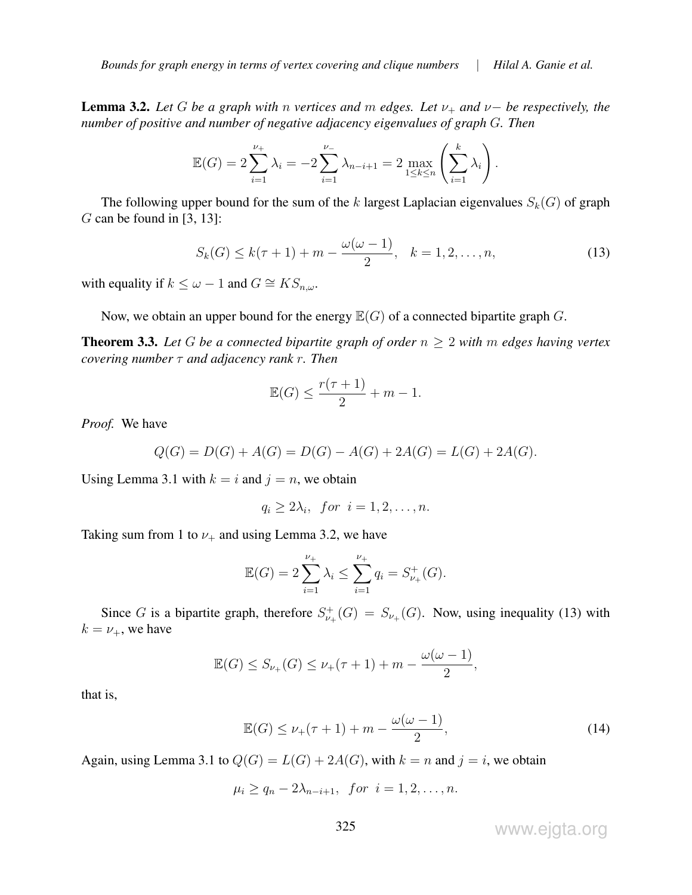**Lemma 3.2.** *Let $G$ be a graph with $n$ vertices and $m$ edges. Let $\nu_+$ and $\nu-$ be respectively, the number of positive and number of negative adjacency eigenvalues of graph $G$. Then*

$$\mathbb{E}(G) = 2\sum_{i=1}^{\nu_+} \lambda_i = -2\sum_{i=1}^{\nu_-} \lambda_{n-i+1} = 2 \max_{1 \leq k \leq n} \left( \sum_{i=1}^{k} \lambda_i \right).$$

The following upper bound for the sum of the $k$ largest Laplacian eigenvalues $S_k(G)$ of graph $G$ can be found in [3, 13]:

$$S_k(G) \leq k(\tau + 1) + m - \frac{\omega(\omega - 1)}{2}, \quad k = 1, 2, \ldots, n, \tag{13}$$

with equality if $k \leq \omega - 1$ and $G \cong KS_{n,\omega}$.

Now, we obtain an upper bound for the energy $\mathbb{E}(G)$ of a connected bipartite graph $G$.

**Theorem 3.3.** *Let $G$ be a connected bipartite graph of order $n \geq 2$ with $m$ edges having vertex covering number $\tau$ and adjacency rank $r$. Then*

$$\mathbb{E}(G) \leq \frac{r(\tau + 1)}{2} + m - 1.$$

*Proof.* We have

$$Q(G) = D(G) + A(G) = D(G) - A(G) + 2A(G) = L(G) + 2A(G).$$

Using Lemma 3.1 with $k = i$ and $j = n$, we obtain

$$q_i \geq 2\lambda_i, \quad for \;\; i = 1, 2, \ldots, n.$$

Taking sum from 1 to $\nu_+$ and using Lemma 3.2, we have

$$\mathbb{E}(G) = 2\sum_{i=1}^{\nu_+} \lambda_i \leq \sum_{i=1}^{\nu_+} q_i = S^+_{\nu_+}(G).$$

Since $G$ is a bipartite graph, therefore $S^+_{\nu_+}(G) = S_{\nu_+}(G)$. Now, using inequality (13) with $k = \nu_+$, we have

$$\mathbb{E}(G) \leq S_{\nu_+}(G) \leq \nu_+(\tau + 1) + m - \frac{\omega(\omega - 1)}{2},$$

that is,

$$\mathbb{E}(G) \leq \nu_+(\tau + 1) + m - \frac{\omega(\omega - 1)}{2}, \tag{14}$$

Again, using Lemma 3.1 to $Q(G) = L(G) + 2A(G)$, with $k = n$ and $j = i$, we obtain

$$\mu_i \geq q_n - 2\lambda_{n-i+1}, \quad for \;\; i = 1, 2, \ldots, n.$$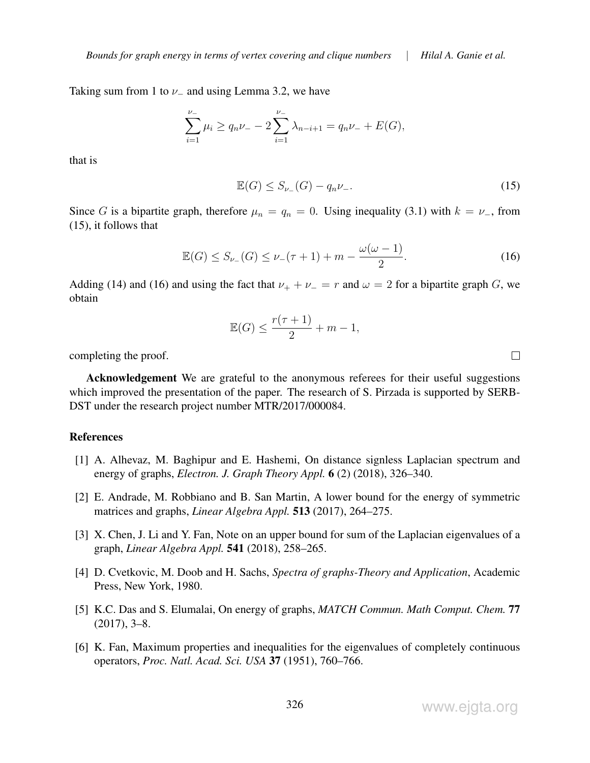Taking sum from 1 to $\nu_-$ and using Lemma 3.2, we have

$$\sum_{i=1}^{\nu_-} \mu_i \geq q_n \nu_- - 2\sum_{i=1}^{\nu_-} \lambda_{n-i+1} = q_n \nu_- + E(G),$$

that is

$$\mathbb{E}(G) \leq S_{\nu_-}(G) - q_n \nu_-. \tag{15}$$

Since $G$ is a bipartite graph, therefore $\mu_n = q_n = 0$. Using inequality (3.1) with $k = \nu_-$, from (15), it follows that

$$\mathbb{E}(G) \leq S_{\nu_-}(G) \leq \nu_-(\tau + 1) + m - \frac{\omega(\omega - 1)}{2}. \tag{16}$$

Adding (14) and (16) and using the fact that $\nu_+ + \nu_- = r$ and $\omega = 2$ for a bipartite graph $G$, we obtain

$$\mathbb{E}(G) \leq \frac{r(\tau + 1)}{2} + m - 1,$$

completing the proof. $\square$

**Acknowledgement** We are grateful to the anonymous referees for their useful suggestions which improved the presentation of the paper. The research of S. Pirzada is supported by SERB-DST under the research project number MTR/2017/000084.

## References

[1] A. Alhevaz, M. Baghipur and E. Hashemi, On distance signless Laplacian spectrum and energy of graphs, *Electron. J. Graph Theory Appl.* **6** (2) (2018), 326–340.

[2] E. Andrade, M. Robbiano and B. San Martin, A lower bound for the energy of symmetric matrices and graphs, *Linear Algebra Appl.* **513** (2017), 264–275.

[3] X. Chen, J. Li and Y. Fan, Note on an upper bound for sum of the Laplacian eigenvalues of a graph, *Linear Algebra Appl.* **541** (2018), 258–265.

[4] D. Cvetkovic, M. Doob and H. Sachs, *Spectra of graphs-Theory and Application*, Academic Press, New York, 1980.

[5] K.C. Das and S. Elumalai, On energy of graphs, *MATCH Commun. Math Comput. Chem.* **77** (2017), 3–8.

[6] K. Fan, Maximum properties and inequalities for the eigenvalues of completely continuous operators, *Proc. Natl. Acad. Sci. USA* **37** (1951), 760–766.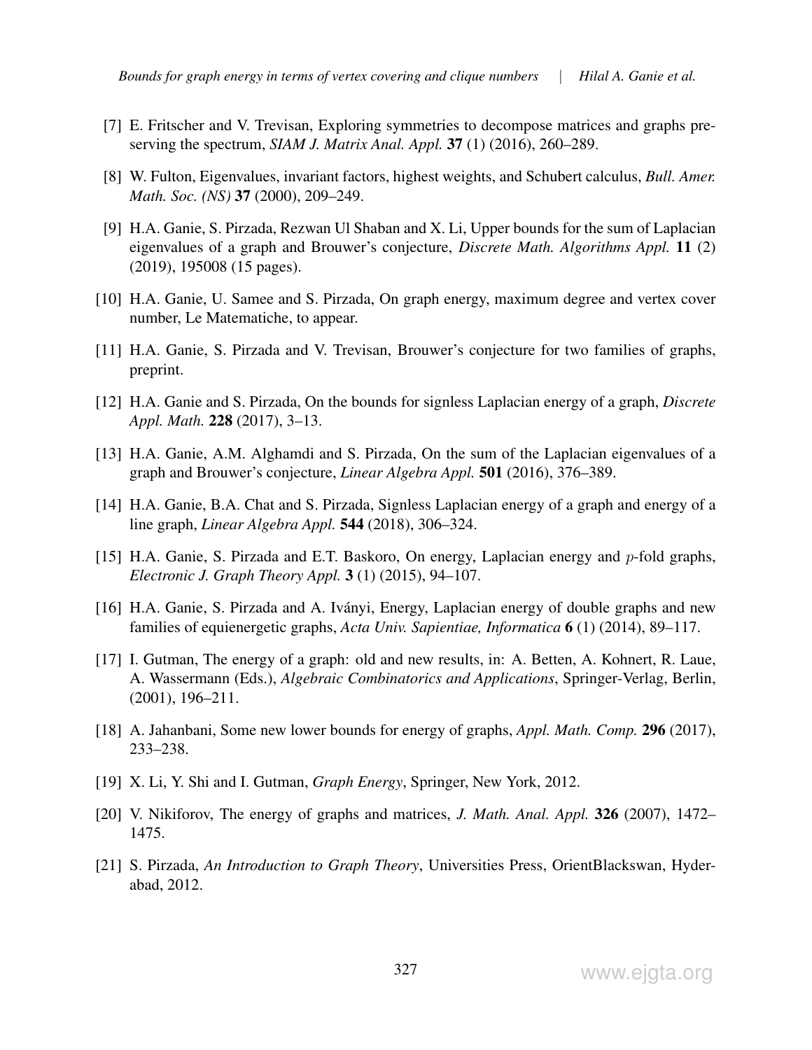[7] E. Fritscher and V. Trevisan, Exploring symmetries to decompose matrices and graphs preserving the spectrum, *SIAM J. Matrix Anal. Appl.* **37** (1) (2016), 260–289.

[8] W. Fulton, Eigenvalues, invariant factors, highest weights, and Schubert calculus, *Bull. Amer. Math. Soc. (NS)* **37** (2000), 209–249.

[9] H.A. Ganie, S. Pirzada, Rezwan Ul Shaban and X. Li, Upper bounds for the sum of Laplacian eigenvalues of a graph and Brouwer's conjecture, *Discrete Math. Algorithms Appl.* **11** (2) (2019), 195008 (15 pages).

[10] H.A. Ganie, U. Samee and S. Pirzada, On graph energy, maximum degree and vertex cover number, Le Matematiche, to appear.

[11] H.A. Ganie, S. Pirzada and V. Trevisan, Brouwer's conjecture for two families of graphs, preprint.

[12] H.A. Ganie and S. Pirzada, On the bounds for signless Laplacian energy of a graph, *Discrete Appl. Math.* **228** (2017), 3–13.

[13] H.A. Ganie, A.M. Alghamdi and S. Pirzada, On the sum of the Laplacian eigenvalues of a graph and Brouwer's conjecture, *Linear Algebra Appl.* **501** (2016), 376–389.

[14] H.A. Ganie, B.A. Chat and S. Pirzada, Signless Laplacian energy of a graph and energy of a line graph, *Linear Algebra Appl.* **544** (2018), 306–324.

[15] H.A. Ganie, S. Pirzada and E.T. Baskoro, On energy, Laplacian energy and $p$-fold graphs, *Electronic J. Graph Theory Appl.* **3** (1) (2015), 94–107.

[16] H.A. Ganie, S. Pirzada and A. Iványi, Energy, Laplacian energy of double graphs and new families of equienergetic graphs, *Acta Univ. Sapientiae, Informatica* **6** (1) (2014), 89–117.

[17] I. Gutman, The energy of a graph: old and new results, in: A. Betten, A. Kohnert, R. Laue, A. Wassermann (Eds.), *Algebraic Combinatorics and Applications*, Springer-Verlag, Berlin, (2001), 196–211.

[18] A. Jahanbani, Some new lower bounds for energy of graphs, *Appl. Math. Comp.* **296** (2017), 233–238.

[19] X. Li, Y. Shi and I. Gutman, *Graph Energy*, Springer, New York, 2012.

[20] V. Nikiforov, The energy of graphs and matrices, *J. Math. Anal. Appl.* **326** (2007), 1472–1475.

[21] S. Pirzada, *An Introduction to Graph Theory*, Universities Press, OrientBlackswan, Hyderabad, 2012.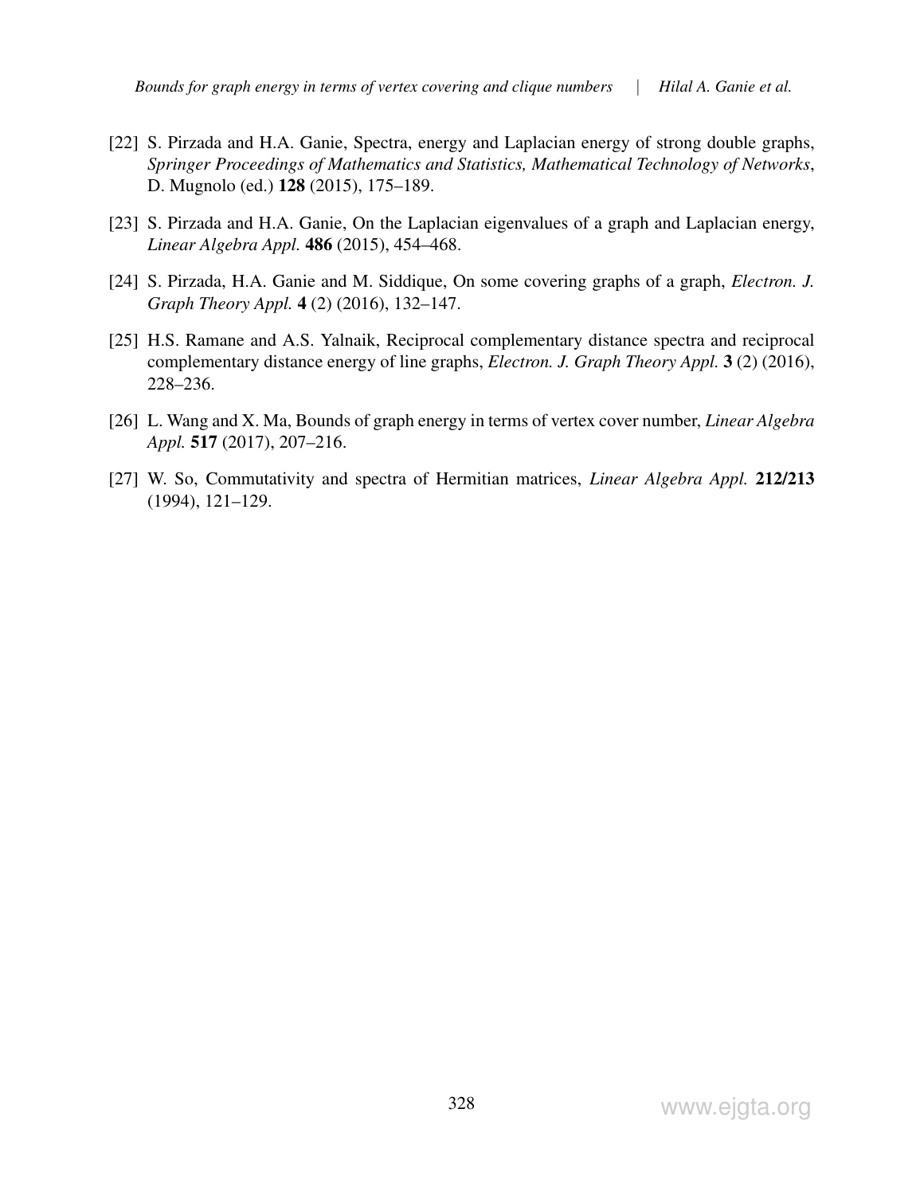[22] S. Pirzada and H.A. Ganie, Spectra, energy and Laplacian energy of strong double graphs, *Springer Proceedings of Mathematics and Statistics, Mathematical Technology of Networks*, D. Mugnolo (ed.) **128** (2015), 175–189.

[23] S. Pirzada and H.A. Ganie, On the Laplacian eigenvalues of a graph and Laplacian energy, *Linear Algebra Appl.* **486** (2015), 454–468.

[24] S. Pirzada, H.A. Ganie and M. Siddique, On some covering graphs of a graph, *Electron. J. Graph Theory Appl.* **4** (2) (2016), 132–147.

[25] H.S. Ramane and A.S. Yalnaik, Reciprocal complementary distance spectra and reciprocal complementary distance energy of line graphs, *Electron. J. Graph Theory Appl.* **3** (2) (2016), 228–236.

[26] L. Wang and X. Ma, Bounds of graph energy in terms of vertex cover number, *Linear Algebra Appl.* **517** (2017), 207–216.

[27] W. So, Commutativity and spectra of Hermitian matrices, *Linear Algebra Appl.* **212/213** (1994), 121–129.